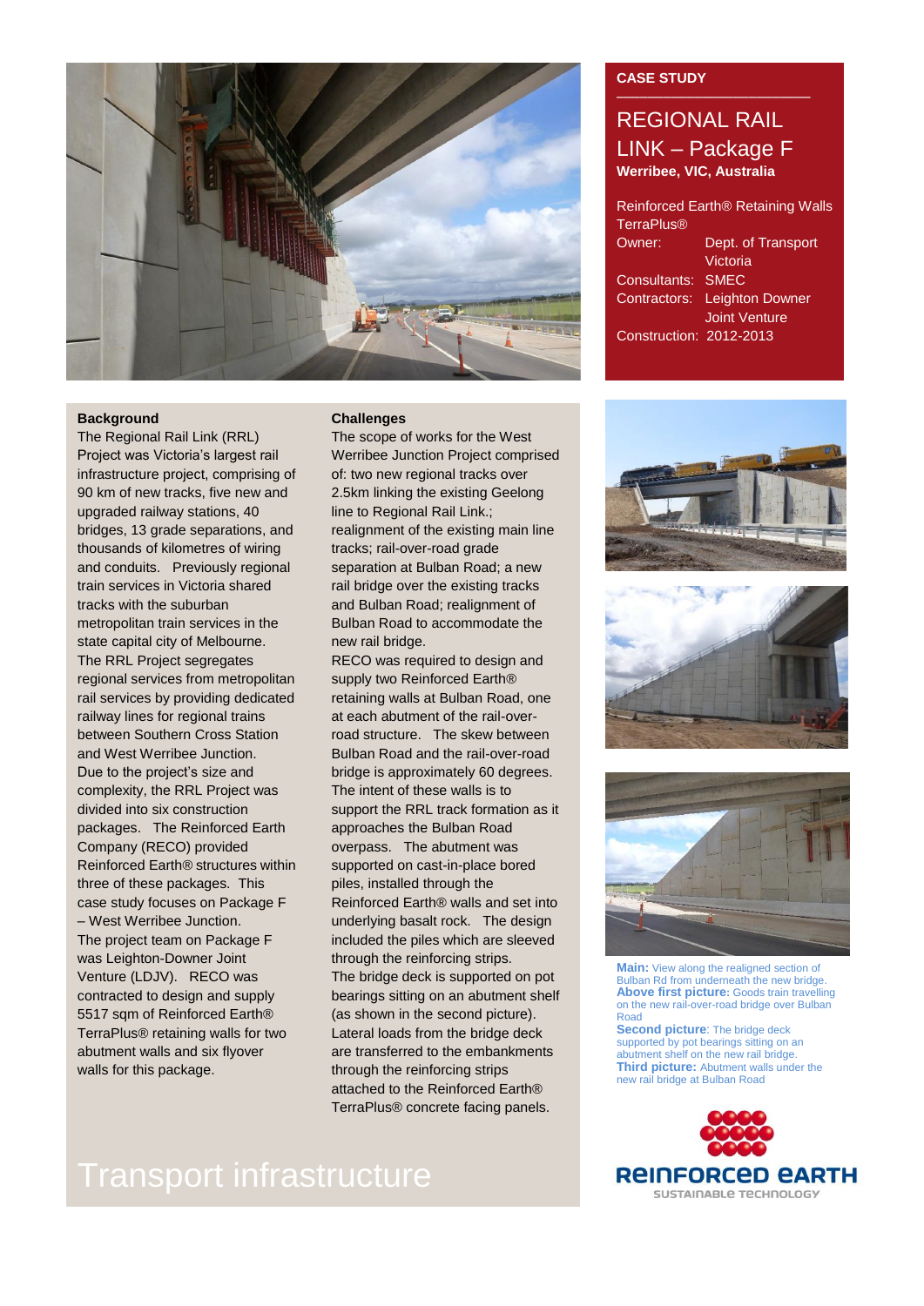**CASE STUDY**

# REGIONAL RAIL LINK – Package F

**Werribee, VIC, Australia**

Reinforced Earth® Retaining Walls TerraPlus®

Owner: Dept. of Transport Victoria
Consultants: SMEC
Contractors: Leighton Downer Joint Venture
Construction: 2012-2013

## Background

The Regional Rail Link (RRL) Project was Victoria's largest rail infrastructure project, comprising of 90 km of new tracks, five new and upgraded railway stations, 40 bridges, 13 grade separations, and thousands of kilometres of wiring and conduits. Previously regional train services in Victoria shared tracks with the suburban metropolitan train services in the state capital city of Melbourne. The RRL Project segregates regional services from metropolitan rail services by providing dedicated railway lines for regional trains between Southern Cross Station and West Werribee Junction.

Due to the project's size and complexity, the RRL Project was divided into six construction packages. The Reinforced Earth Company (RECO) provided Reinforced Earth® structures within three of these packages. This case study focuses on Package F – West Werribee Junction.

The project team on Package F was Leighton-Downer Joint Venture (LDJV). RECO was contracted to design and supply 5517 sqm of Reinforced Earth® TerraPlus® retaining walls for two abutment walls and six flyover walls for this package.

## Challenges

The scope of works for the West Werribee Junction Project comprised of: two new regional tracks over 2.5km linking the existing Geelong line to Regional Rail Link.; realignment of the existing main line tracks; rail-over-road grade separation at Bulban Road; a new rail bridge over the existing tracks and Bulban Road; realignment of Bulban Road to accommodate the new rail bridge.

RECO was required to design and supply two Reinforced Earth® retaining walls at Bulban Road, one at each abutment of the rail-over-road structure. The skew between Bulban Road and the rail-over-road bridge is approximately 60 degrees. The intent of these walls is to support the RRL track formation as it approaches the Bulban Road overpass. The abutment was supported on cast-in-place bored piles, installed through the Reinforced Earth® walls and set into underlying basalt rock. The design included the piles which are sleeved through the reinforcing strips.

The bridge deck is supported on pot bearings sitting on an abutment shelf (as shown in the second picture). Lateral loads from the bridge deck are transferred to the embankments through the reinforcing strips attached to the Reinforced Earth® TerraPlus® concrete facing panels.

**Main:** View along the realigned section of Bulban Rd from underneath the new bridge.
**Above first picture:** Goods train travelling on the new rail-over-road bridge over Bulban Road
**Second picture:** The bridge deck supported by pot bearings sitting on an abutment shelf on the new rail bridge.
**Third picture:** Abutment walls under the new rail bridge at Bulban Road

Transport infrastructure

REINFORCED EARTH
SUSTAINABLE TECHNOLOGY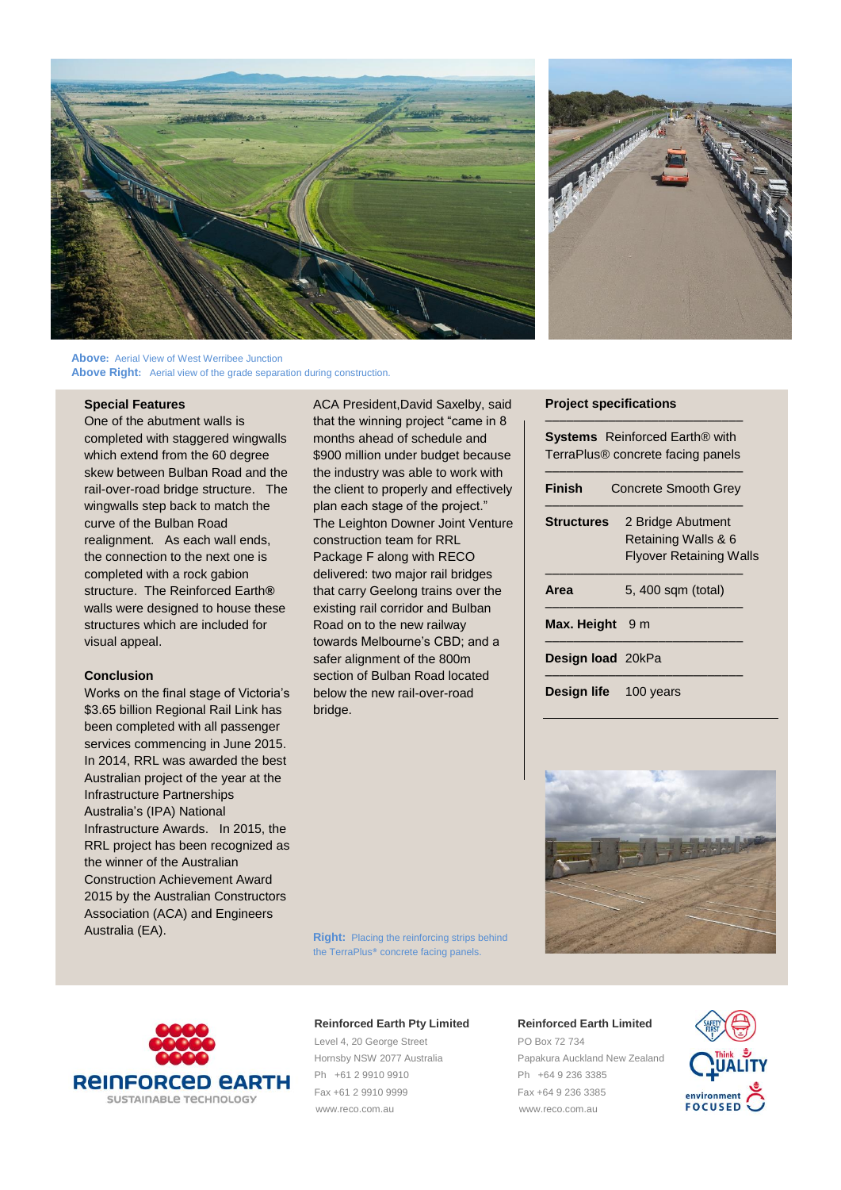**Above:** Aerial View of West Werribee Junction
**Above Right:** Aerial view of the grade separation during construction.

### Special Features

One of the abutment walls is completed with staggered wingwalls which extend from the 60 degree skew between Bulban Road and the rail-over-road bridge structure. The wingwalls step back to match the curve of the Bulban Road realignment. As each wall ends, the connection to the next one is completed with a rock gabion structure. The Reinforced Earth® walls were designed to house these structures which are included for visual appeal.

### Conclusion

Works on the final stage of Victoria's $3.65 billion Regional Rail Link has been completed with all passenger services commencing in June 2015. In 2014, RRL was awarded the best Australian project of the year at the Infrastructure Partnerships Australia's (IPA) National Infrastructure Awards. In 2015, the RRL project has been recognized as the winner of the Australian Construction Achievement Award 2015 by the Australian Constructors Association (ACA) and Engineers Australia (EA).

ACA President,David Saxelby, said that the winning project "came in 8 months ahead of schedule and $900 million under budget because the industry was able to work with the client to properly and effectively plan each stage of the project." The Leighton Downer Joint Venture construction team for RRL Package F along with RECO delivered: two major rail bridges that carry Geelong trains over the existing rail corridor and Bulban Road on to the new railway towards Melbourne's CBD; and a safer alignment of the 800m section of Bulban Road located below the new rail-over-road bridge.

**Right:** Placing the reinforcing strips behind the TerraPlus® concrete facing panels.

### Project specifications

| | |
|---|---|
| **Systems** | Reinforced Earth® with TerraPlus® concrete facing panels |
| **Finish** | Concrete Smooth Grey |
| **Structures** | 2 Bridge Abutment Retaining Walls & 6 Flyover Retaining Walls |
| **Area** | 5, 400 sqm (total) |
| **Max. Height** | 9 m |
| **Design load** | 20kPa |
| **Design life** | 100 years |

**Reinforced Earth Pty Limited**
Level 4, 20 George Street
Hornsby NSW 2077 Australia
Ph +61 2 9910 9910
Fax +61 2 9910 9999
www.reco.com.au

**Reinforced Earth Limited**
PO Box 72 734
Papakura Auckland New Zealand
Ph +64 9 236 3385
Fax +64 9 236 3385
www.reco.com.au